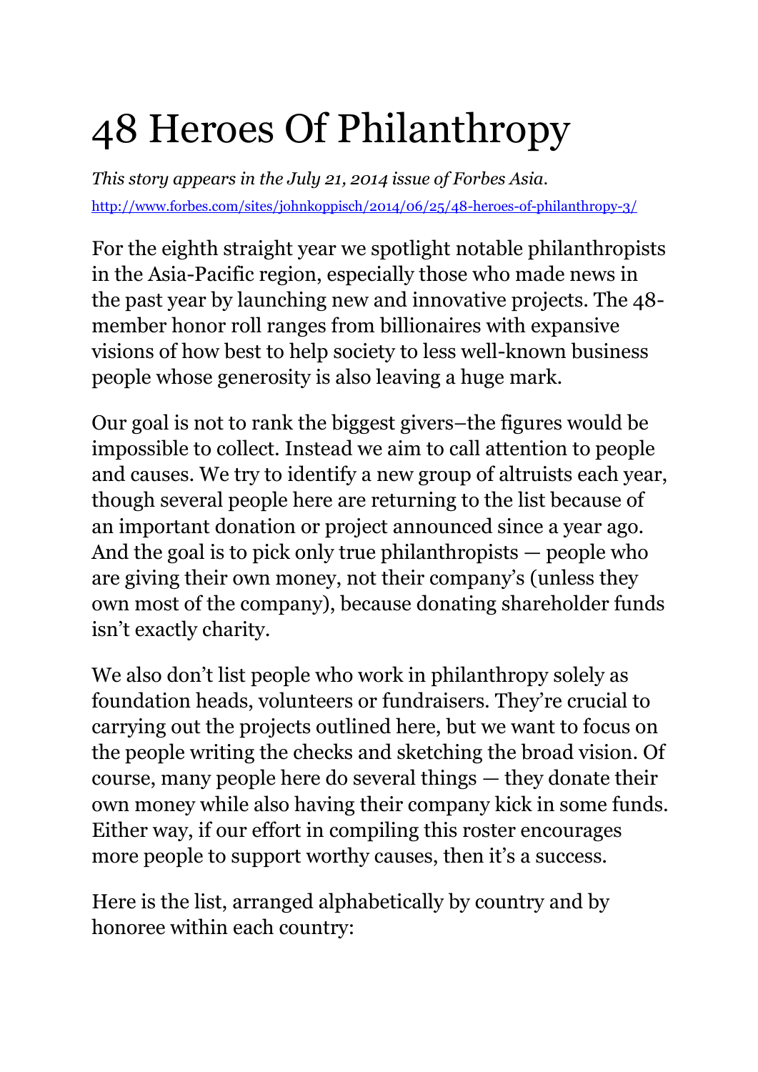# 48 Heroes Of Philanthropy

*This story appears in the July 21, 2014 issue of Forbes Asia.*
http://www.forbes.com/sites/johnkoppisch/2014/06/25/48-heroes-of-philanthropy-3/

For the eighth straight year we spotlight notable philanthropists in the Asia-Pacific region, especially those who made news in the past year by launching new and innovative projects. The 48-member honor roll ranges from billionaires with expansive visions of how best to help society to less well-known business people whose generosity is also leaving a huge mark.

Our goal is not to rank the biggest givers–the figures would be impossible to collect. Instead we aim to call attention to people and causes. We try to identify a new group of altruists each year, though several people here are returning to the list because of an important donation or project announced since a year ago. And the goal is to pick only true philanthropists — people who are giving their own money, not their company's (unless they own most of the company), because donating shareholder funds isn't exactly charity.

We also don't list people who work in philanthropy solely as foundation heads, volunteers or fundraisers. They're crucial to carrying out the projects outlined here, but we want to focus on the people writing the checks and sketching the broad vision. Of course, many people here do several things — they donate their own money while also having their company kick in some funds. Either way, if our effort in compiling this roster encourages more people to support worthy causes, then it's a success.

Here is the list, arranged alphabetically by country and by honoree within each country: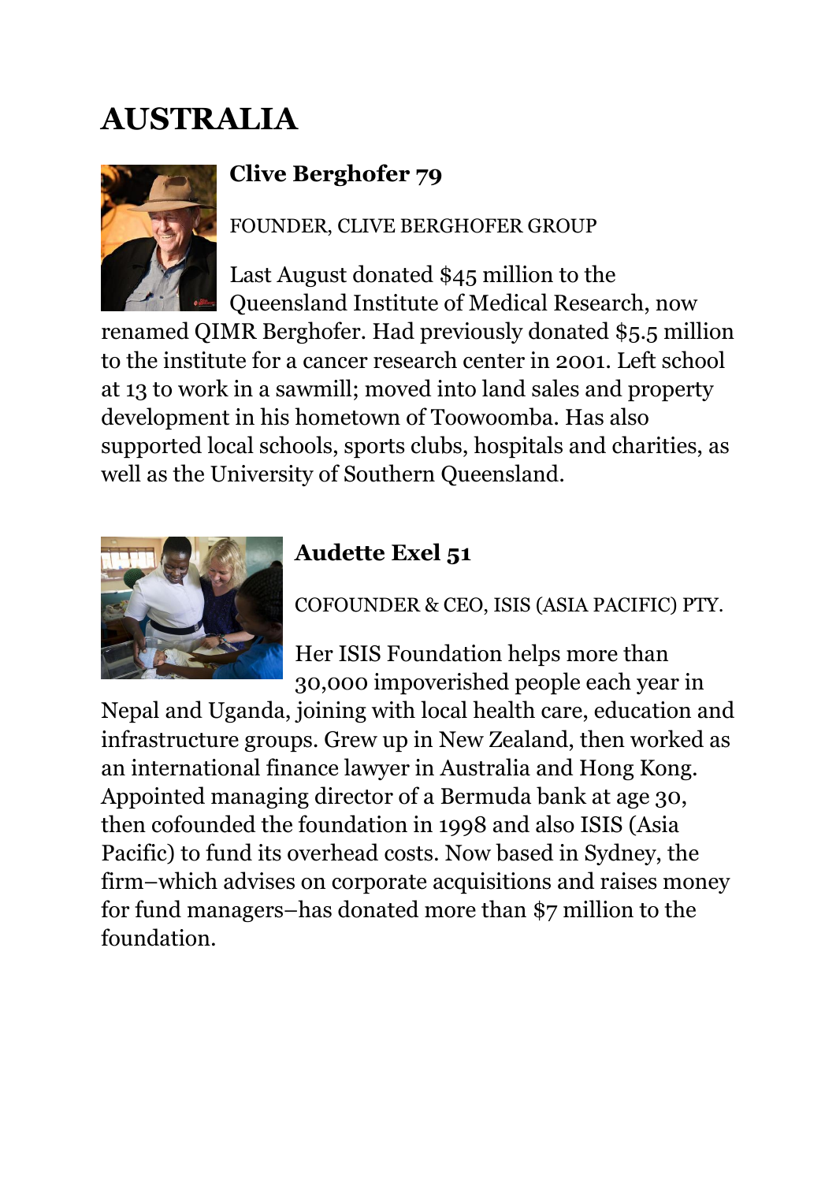# AUSTRALIA

## Clive Berghofer 79

FOUNDER, CLIVE BERGHOFER GROUP

Last August donated $45 million to the Queensland Institute of Medical Research, now renamed QIMR Berghofer. Had previously donated $5.5 million to the institute for a cancer research center in 2001. Left school at 13 to work in a sawmill; moved into land sales and property development in his hometown of Toowoomba. Has also supported local schools, sports clubs, hospitals and charities, as well as the University of Southern Queensland.

## Audette Exel 51

COFOUNDER & CEO, ISIS (ASIA PACIFIC) PTY.

Her ISIS Foundation helps more than 30,000 impoverished people each year in Nepal and Uganda, joining with local health care, education and infrastructure groups. Grew up in New Zealand, then worked as an international finance lawyer in Australia and Hong Kong. Appointed managing director of a Bermuda bank at age 30, then cofounded the foundation in 1998 and also ISIS (Asia Pacific) to fund its overhead costs. Now based in Sydney, the firm–which advises on corporate acquisitions and raises money for fund managers–has donated more than $7 million to the foundation.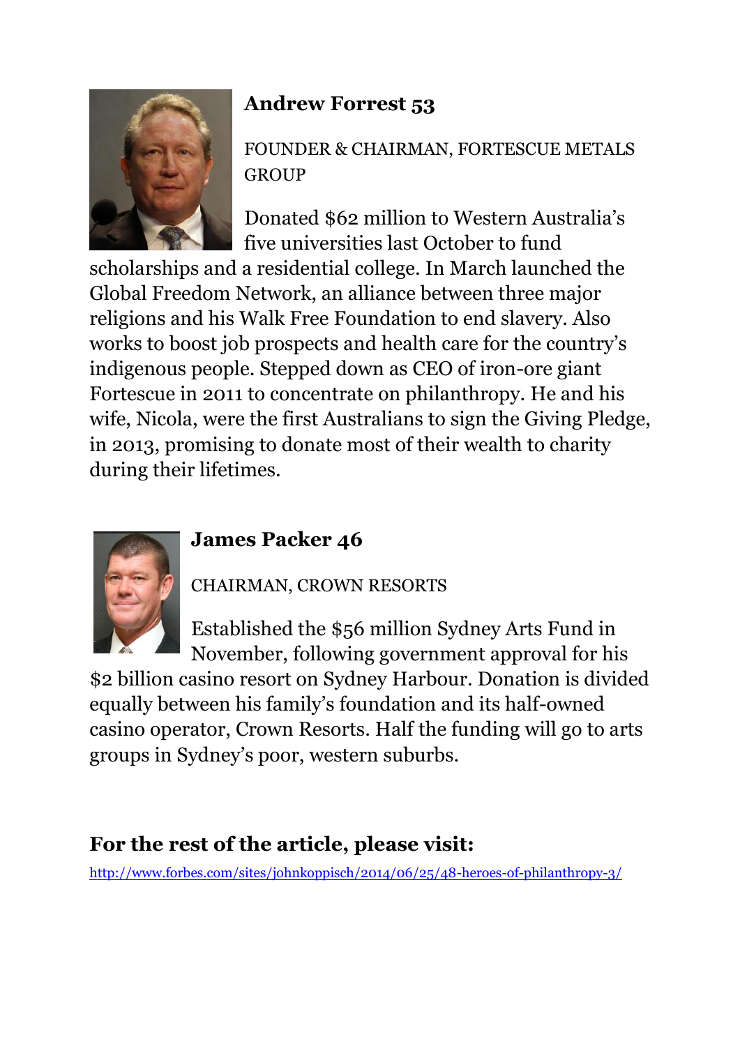### Andrew Forrest 53

FOUNDER & CHAIRMAN, FORTESCUE METALS GROUP

Donated $62 million to Western Australia's five universities last October to fund scholarships and a residential college. In March launched the Global Freedom Network, an alliance between three major religions and his Walk Free Foundation to end slavery. Also works to boost job prospects and health care for the country's indigenous people. Stepped down as CEO of iron-ore giant Fortescue in 2011 to concentrate on philanthropy. He and his wife, Nicola, were the first Australians to sign the Giving Pledge, in 2013, promising to donate most of their wealth to charity during their lifetimes.

### James Packer 46

CHAIRMAN, CROWN RESORTS

Established the $56 million Sydney Arts Fund in November, following government approval for his $2 billion casino resort on Sydney Harbour. Donation is divided equally between his family's foundation and its half-owned casino operator, Crown Resorts. Half the funding will go to arts groups in Sydney's poor, western suburbs.

**For the rest of the article, please visit:**

http://www.forbes.com/sites/johnkoppisch/2014/06/25/48-heroes-of-philanthropy-3/